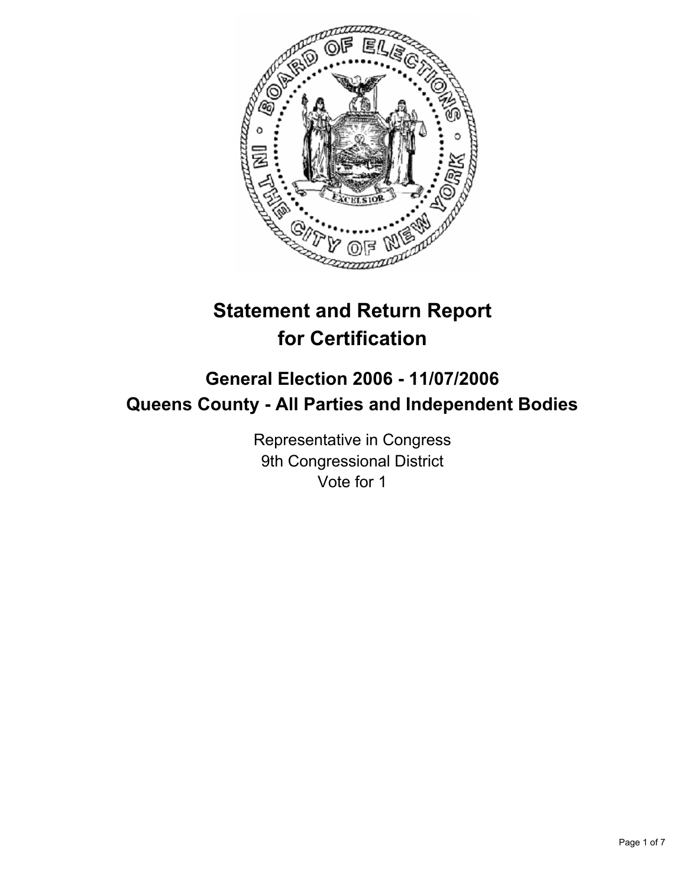# Statement and Return Report for Certification

## General Election 2006 - 11/07/2006
## Queens County - All Parties and Independent Bodies

Representative in Congress
9th Congressional District
Vote for 1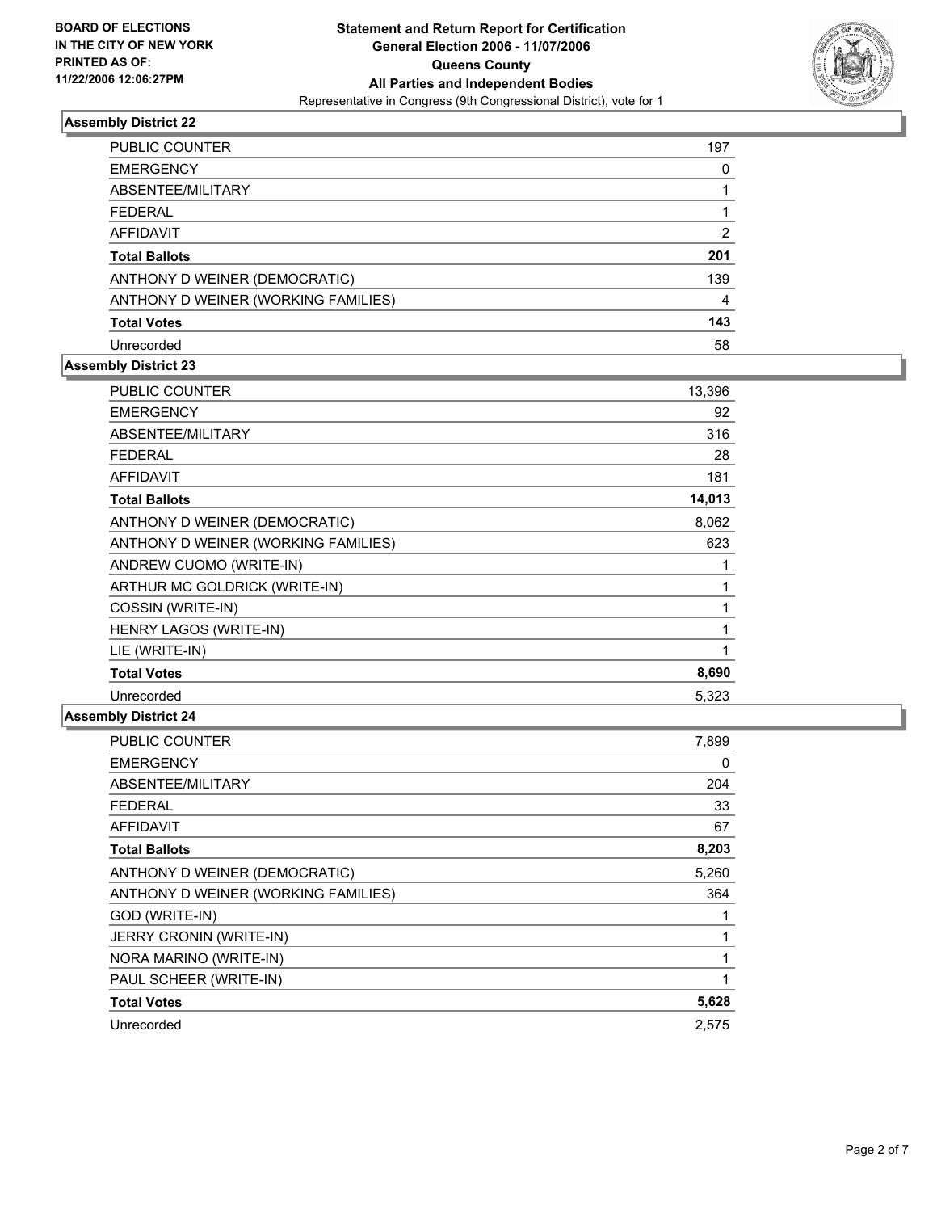**BOARD OF ELECTIONS IN THE CITY OF NEW YORK PRINTED AS OF: 11/22/2006 12:06:27PM**

**Statement and Return Report for Certification**
**General Election 2006 - 11/07/2006**
**Queens County**
**All Parties and Independent Bodies**
Representative in Congress (9th Congressional District), vote for 1

### Assembly District 22

| | |
|---|---|
| PUBLIC COUNTER | 197 |
| EMERGENCY | 0 |
| ABSENTEE/MILITARY | 1 |
| FEDERAL | 1 |
| AFFIDAVIT | 2 |
| **Total Ballots** | **201** |
| ANTHONY D WEINER (DEMOCRATIC) | 139 |
| ANTHONY D WEINER (WORKING FAMILIES) | 4 |
| **Total Votes** | **143** |
| Unrecorded | 58 |

### Assembly District 23

| | |
|---|---|
| PUBLIC COUNTER | 13,396 |
| EMERGENCY | 92 |
| ABSENTEE/MILITARY | 316 |
| FEDERAL | 28 |
| AFFIDAVIT | 181 |
| **Total Ballots** | **14,013** |
| ANTHONY D WEINER (DEMOCRATIC) | 8,062 |
| ANTHONY D WEINER (WORKING FAMILIES) | 623 |
| ANDREW CUOMO (WRITE-IN) | 1 |
| ARTHUR MC GOLDRICK (WRITE-IN) | 1 |
| COSSIN (WRITE-IN) | 1 |
| HENRY LAGOS (WRITE-IN) | 1 |
| LIE (WRITE-IN) | 1 |
| **Total Votes** | **8,690** |
| Unrecorded | 5,323 |

### Assembly District 24

| | |
|---|---|
| PUBLIC COUNTER | 7,899 |
| EMERGENCY | 0 |
| ABSENTEE/MILITARY | 204 |
| FEDERAL | 33 |
| AFFIDAVIT | 67 |
| **Total Ballots** | **8,203** |
| ANTHONY D WEINER (DEMOCRATIC) | 5,260 |
| ANTHONY D WEINER (WORKING FAMILIES) | 364 |
| GOD (WRITE-IN) | 1 |
| JERRY CRONIN (WRITE-IN) | 1 |
| NORA MARINO (WRITE-IN) | 1 |
| PAUL SCHEER (WRITE-IN) | 1 |
| **Total Votes** | **5,628** |
| Unrecorded | 2,575 |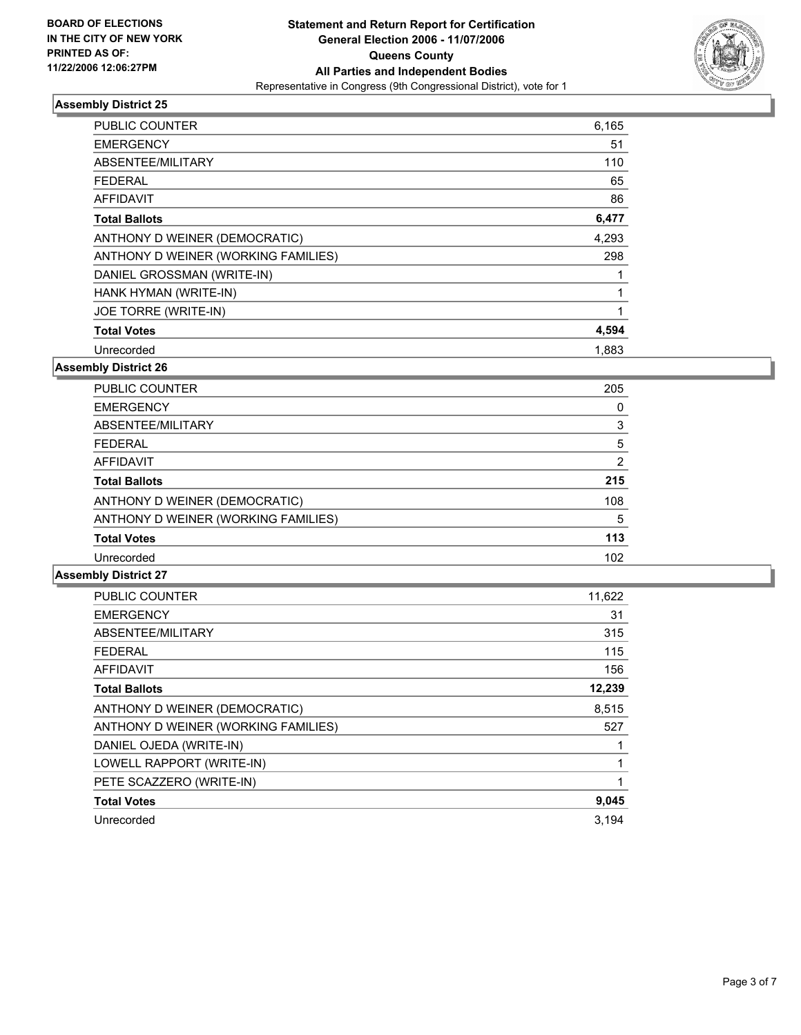**BOARD OF ELECTIONS IN THE CITY OF NEW YORK PRINTED AS OF: 11/22/2006 12:06:27PM**

# Statement and Return Report for Certification
## General Election 2006 - 11/07/2006
## Queens County
## All Parties and Independent Bodies
Representative in Congress (9th Congressional District), vote for 1

### Assembly District 25

| | |
|---|---|
| PUBLIC COUNTER | 6,165 |
| EMERGENCY | 51 |
| ABSENTEE/MILITARY | 110 |
| FEDERAL | 65 |
| AFFIDAVIT | 86 |
| **Total Ballots** | **6,477** |
| ANTHONY D WEINER (DEMOCRATIC) | 4,293 |
| ANTHONY D WEINER (WORKING FAMILIES) | 298 |
| DANIEL GROSSMAN (WRITE-IN) | 1 |
| HANK HYMAN (WRITE-IN) | 1 |
| JOE TORRE (WRITE-IN) | 1 |
| **Total Votes** | **4,594** |
| Unrecorded | 1,883 |

### Assembly District 26

| | |
|---|---|
| PUBLIC COUNTER | 205 |
| EMERGENCY | 0 |
| ABSENTEE/MILITARY | 3 |
| FEDERAL | 5 |
| AFFIDAVIT | 2 |
| **Total Ballots** | **215** |
| ANTHONY D WEINER (DEMOCRATIC) | 108 |
| ANTHONY D WEINER (WORKING FAMILIES) | 5 |
| **Total Votes** | **113** |
| Unrecorded | 102 |

### Assembly District 27

| | |
|---|---|
| PUBLIC COUNTER | 11,622 |
| EMERGENCY | 31 |
| ABSENTEE/MILITARY | 315 |
| FEDERAL | 115 |
| AFFIDAVIT | 156 |
| **Total Ballots** | **12,239** |
| ANTHONY D WEINER (DEMOCRATIC) | 8,515 |
| ANTHONY D WEINER (WORKING FAMILIES) | 527 |
| DANIEL OJEDA (WRITE-IN) | 1 |
| LOWELL RAPPORT (WRITE-IN) | 1 |
| PETE SCAZZERO (WRITE-IN) | 1 |
| **Total Votes** | **9,045** |
| Unrecorded | 3,194 |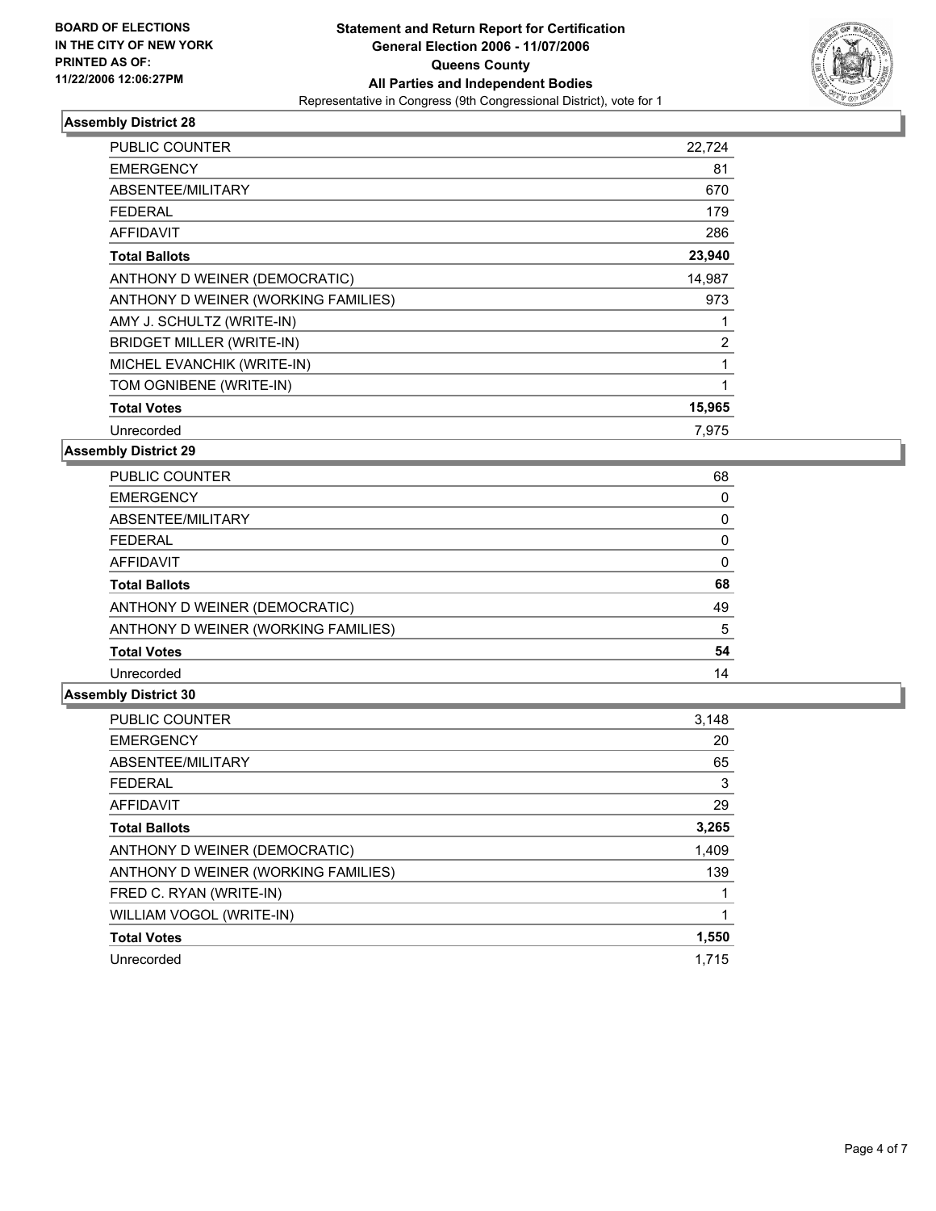**BOARD OF ELECTIONS IN THE CITY OF NEW YORK PRINTED AS OF: 11/22/2006 12:06:27PM**

# Statement and Return Report for Certification
## General Election 2006 - 11/07/2006
## Queens County
## All Parties and Independent Bodies
Representative in Congress (9th Congressional District), vote for 1

### Assembly District 28

| | |
|---|---|
| PUBLIC COUNTER | 22,724 |
| EMERGENCY | 81 |
| ABSENTEE/MILITARY | 670 |
| FEDERAL | 179 |
| AFFIDAVIT | 286 |
| **Total Ballots** | **23,940** |
| ANTHONY D WEINER (DEMOCRATIC) | 14,987 |
| ANTHONY D WEINER (WORKING FAMILIES) | 973 |
| AMY J. SCHULTZ (WRITE-IN) | 1 |
| BRIDGET MILLER (WRITE-IN) | 2 |
| MICHEL EVANCHIK (WRITE-IN) | 1 |
| TOM OGNIBENE (WRITE-IN) | 1 |
| **Total Votes** | **15,965** |
| Unrecorded | 7,975 |

### Assembly District 29

| | |
|---|---|
| PUBLIC COUNTER | 68 |
| EMERGENCY | 0 |
| ABSENTEE/MILITARY | 0 |
| FEDERAL | 0 |
| AFFIDAVIT | 0 |
| **Total Ballots** | **68** |
| ANTHONY D WEINER (DEMOCRATIC) | 49 |
| ANTHONY D WEINER (WORKING FAMILIES) | 5 |
| **Total Votes** | **54** |
| Unrecorded | 14 |

### Assembly District 30

| | |
|---|---|
| PUBLIC COUNTER | 3,148 |
| EMERGENCY | 20 |
| ABSENTEE/MILITARY | 65 |
| FEDERAL | 3 |
| AFFIDAVIT | 29 |
| **Total Ballots** | **3,265** |
| ANTHONY D WEINER (DEMOCRATIC) | 1,409 |
| ANTHONY D WEINER (WORKING FAMILIES) | 139 |
| FRED C. RYAN (WRITE-IN) | 1 |
| WILLIAM VOGOL (WRITE-IN) | 1 |
| **Total Votes** | **1,550** |
| Unrecorded | 1,715 |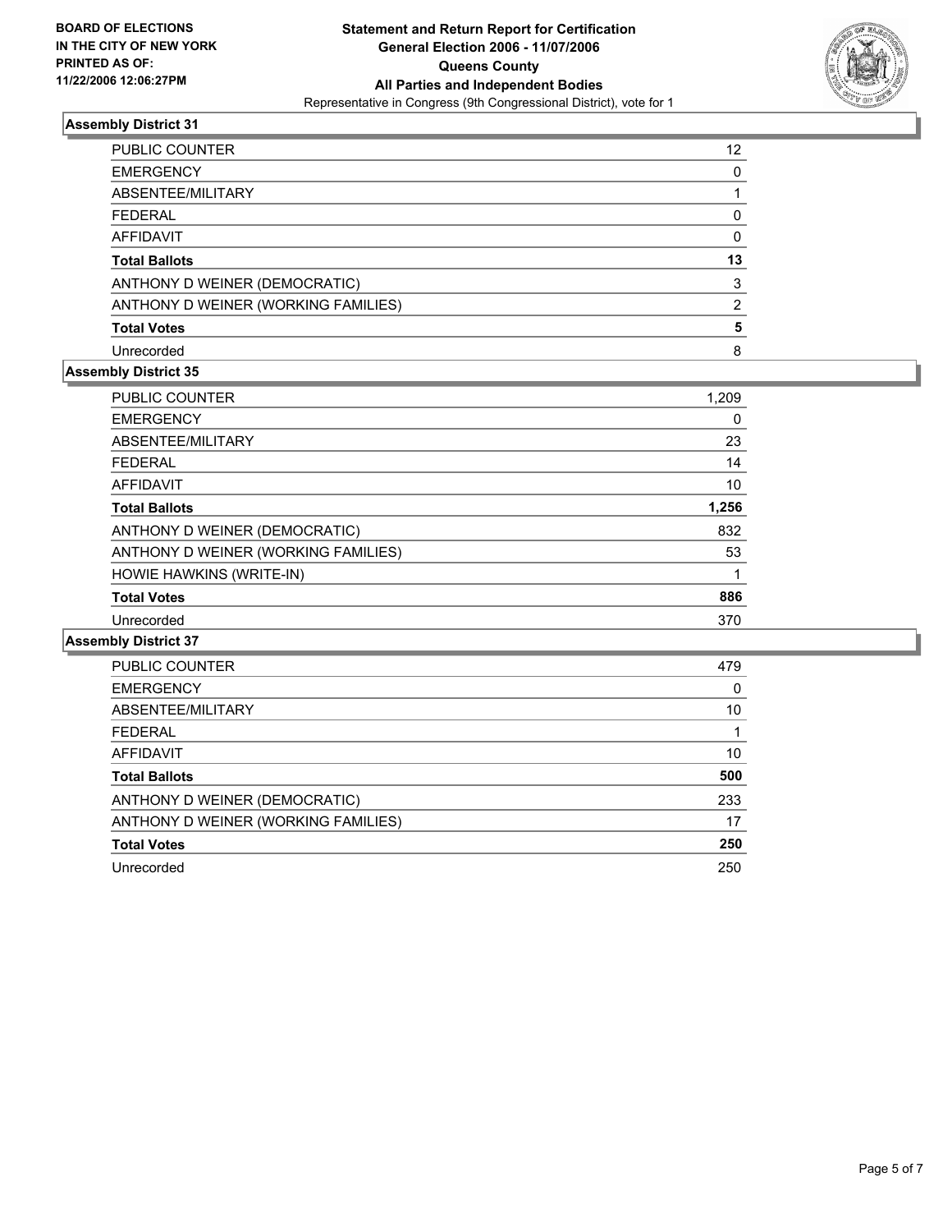BOARD OF ELECTIONS
IN THE CITY OF NEW YORK
PRINTED AS OF:
11/22/2006 12:06:27PM

**Statement and Return Report for Certification**
**General Election 2006 - 11/07/2006**
**Queens County**
**All Parties and Independent Bodies**
Representative in Congress (9th Congressional District), vote for 1

### Assembly District 31

| | |
|---|---|
| PUBLIC COUNTER | 12 |
| EMERGENCY | 0 |
| ABSENTEE/MILITARY | 1 |
| FEDERAL | 0 |
| AFFIDAVIT | 0 |
| **Total Ballots** | **13** |
| ANTHONY D WEINER (DEMOCRATIC) | 3 |
| ANTHONY D WEINER (WORKING FAMILIES) | 2 |
| **Total Votes** | **5** |
| Unrecorded | 8 |

### Assembly District 35

| | |
|---|---|
| PUBLIC COUNTER | 1,209 |
| EMERGENCY | 0 |
| ABSENTEE/MILITARY | 23 |
| FEDERAL | 14 |
| AFFIDAVIT | 10 |
| **Total Ballots** | **1,256** |
| ANTHONY D WEINER (DEMOCRATIC) | 832 |
| ANTHONY D WEINER (WORKING FAMILIES) | 53 |
| HOWIE HAWKINS (WRITE-IN) | 1 |
| **Total Votes** | **886** |
| Unrecorded | 370 |

### Assembly District 37

| | |
|---|---|
| PUBLIC COUNTER | 479 |
| EMERGENCY | 0 |
| ABSENTEE/MILITARY | 10 |
| FEDERAL | 1 |
| AFFIDAVIT | 10 |
| **Total Ballots** | **500** |
| ANTHONY D WEINER (DEMOCRATIC) | 233 |
| ANTHONY D WEINER (WORKING FAMILIES) | 17 |
| **Total Votes** | **250** |
| Unrecorded | 250 |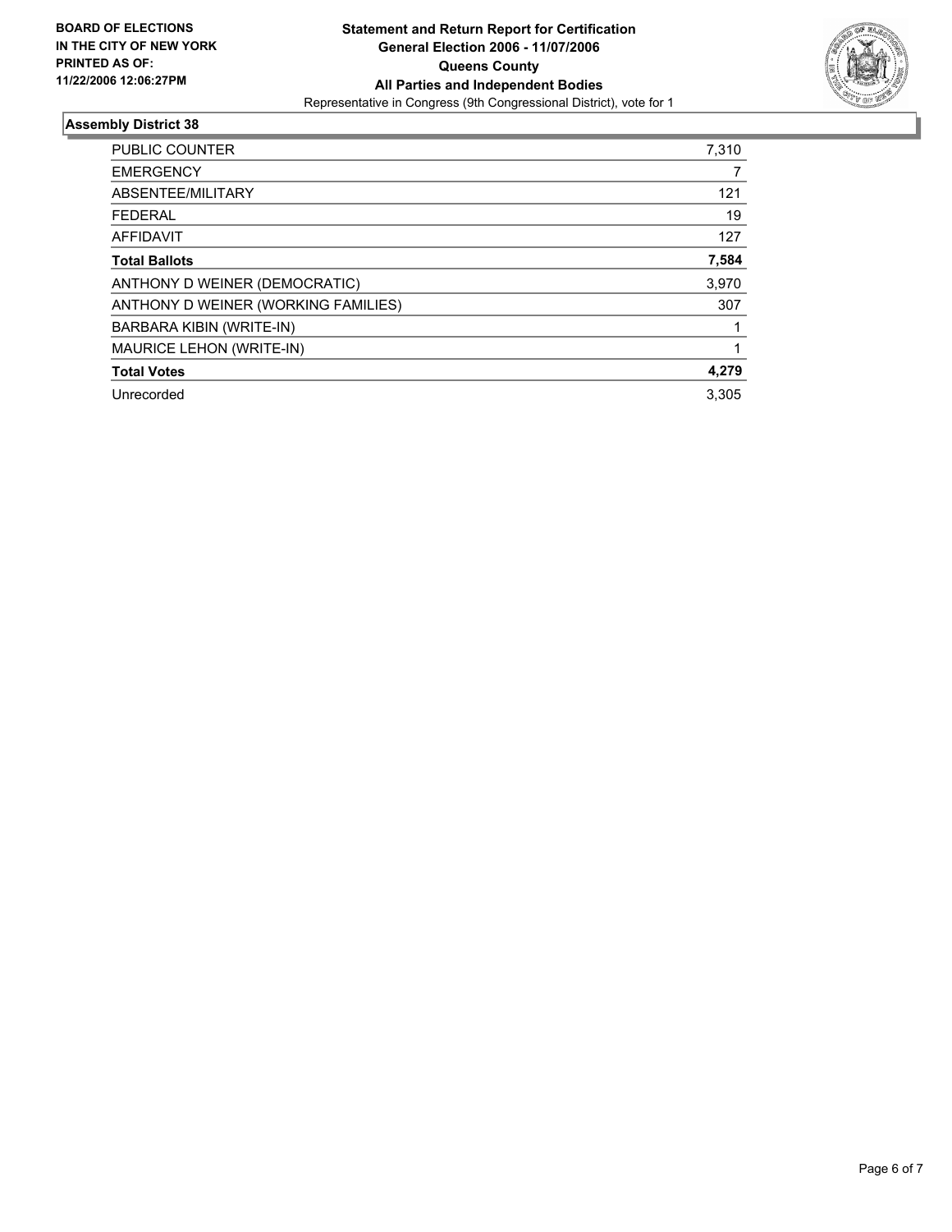**BOARD OF ELECTIONS IN THE CITY OF NEW YORK PRINTED AS OF: 11/22/2006 12:06:27PM**

# Statement and Return Report for Certification
## General Election 2006 - 11/07/2006
## Queens County
## All Parties and Independent Bodies

Representative in Congress (9th Congressional District), vote for 1

### Assembly District 38

| | |
|---|---|
| PUBLIC COUNTER | 7,310 |
| EMERGENCY | 7 |
| ABSENTEE/MILITARY | 121 |
| FEDERAL | 19 |
| AFFIDAVIT | 127 |
| **Total Ballots** | **7,584** |
| ANTHONY D WEINER (DEMOCRATIC) | 3,970 |
| ANTHONY D WEINER (WORKING FAMILIES) | 307 |
| BARBARA KIBIN (WRITE-IN) | 1 |
| MAURICE LEHON (WRITE-IN) | 1 |
| **Total Votes** | **4,279** |
| Unrecorded | 3,305 |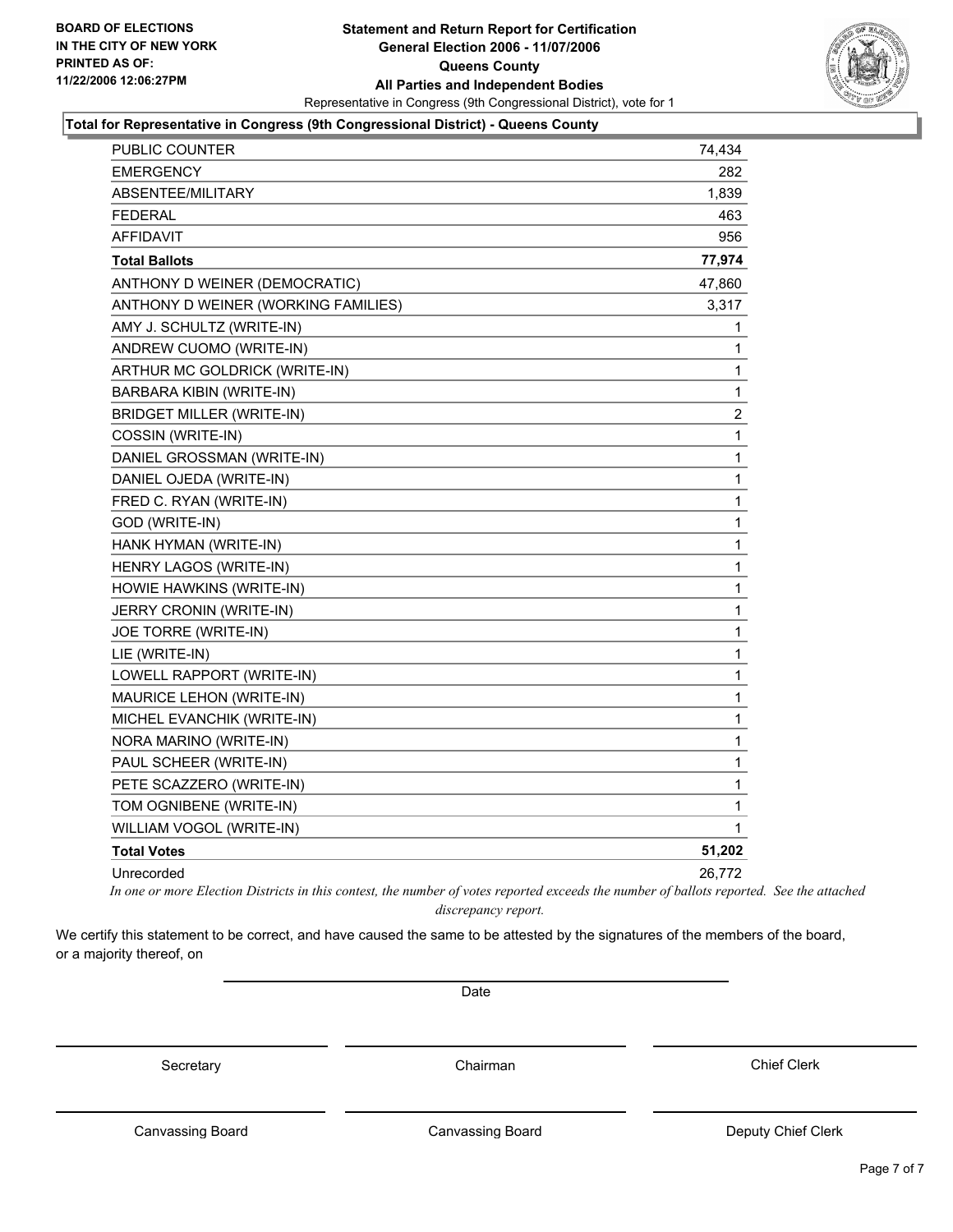**BOARD OF ELECTIONS IN THE CITY OF NEW YORK PRINTED AS OF: 11/22/2006 12:06:27PM**

**Statement and Return Report for Certification**
**General Election 2006 - 11/07/2006**
**Queens County**
**All Parties and Independent Bodies**
Representative in Congress (9th Congressional District), vote for 1

**Total for Representative in Congress (9th Congressional District) - Queens County**

| | |
|---|---|
| PUBLIC COUNTER | 74,434 |
| EMERGENCY | 282 |
| ABSENTEE/MILITARY | 1,839 |
| FEDERAL | 463 |
| AFFIDAVIT | 956 |
| **Total Ballots** | **77,974** |
| ANTHONY D WEINER (DEMOCRATIC) | 47,860 |
| ANTHONY D WEINER (WORKING FAMILIES) | 3,317 |
| AMY J. SCHULTZ (WRITE-IN) | 1 |
| ANDREW CUOMO (WRITE-IN) | 1 |
| ARTHUR MC GOLDRICK (WRITE-IN) | 1 |
| BARBARA KIBIN (WRITE-IN) | 1 |
| BRIDGET MILLER (WRITE-IN) | 2 |
| COSSIN (WRITE-IN) | 1 |
| DANIEL GROSSMAN (WRITE-IN) | 1 |
| DANIEL OJEDA (WRITE-IN) | 1 |
| FRED C. RYAN (WRITE-IN) | 1 |
| GOD (WRITE-IN) | 1 |
| HANK HYMAN (WRITE-IN) | 1 |
| HENRY LAGOS (WRITE-IN) | 1 |
| HOWIE HAWKINS (WRITE-IN) | 1 |
| JERRY CRONIN (WRITE-IN) | 1 |
| JOE TORRE (WRITE-IN) | 1 |
| LIE (WRITE-IN) | 1 |
| LOWELL RAPPORT (WRITE-IN) | 1 |
| MAURICE LEHON (WRITE-IN) | 1 |
| MICHEL EVANCHIK (WRITE-IN) | 1 |
| NORA MARINO (WRITE-IN) | 1 |
| PAUL SCHEER (WRITE-IN) | 1 |
| PETE SCAZZERO (WRITE-IN) | 1 |
| TOM OGNIBENE (WRITE-IN) | 1 |
| WILLIAM VOGOL (WRITE-IN) | 1 |
| **Total Votes** | **51,202** |
| Unrecorded | 26,772 |

*In one or more Election Districts in this contest, the number of votes reported exceeds the number of ballots reported. See the attached discrepancy report.*

We certify this statement to be correct, and have caused the same to be attested by the signatures of the members of the board, or a majority thereof, on

Date

Secretary | Chairman | Chief Clerk

Canvassing Board | Canvassing Board | Deputy Chief Clerk